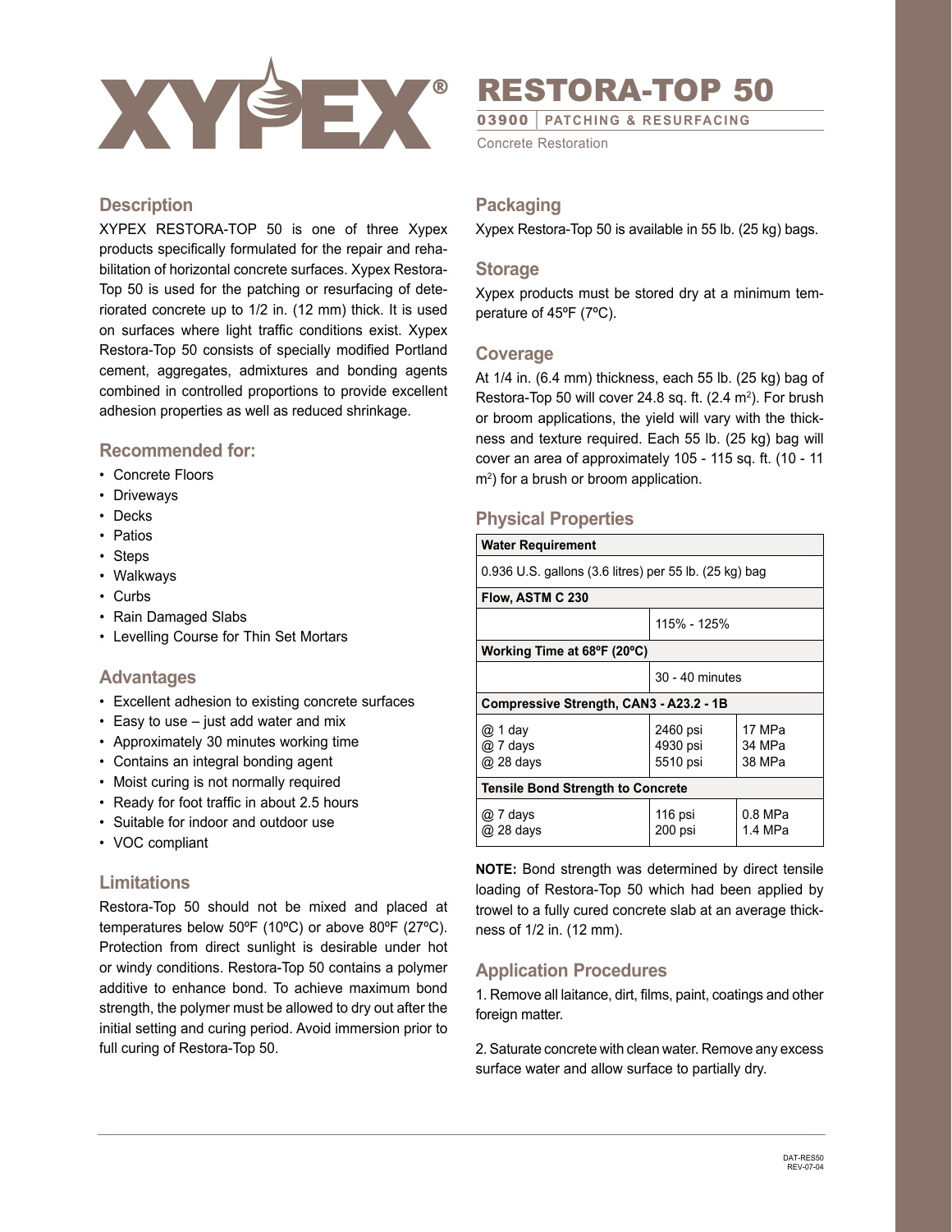# XYPEX®

# RESTORA-TOP 50

**03900** | **PATCHING & RESURFACING**

Concrete Restoration

## Description

XYPEX RESTORA-TOP 50 is one of three Xypex products specifically formulated for the repair and rehabilitation of horizontal concrete surfaces. Xypex Restora-Top 50 is used for the patching or resurfacing of deteriorated concrete up to 1/2 in. (12 mm) thick. It is used on surfaces where light traffic conditions exist. Xypex Restora-Top 50 consists of specially modified Portland cement, aggregates, admixtures and bonding agents combined in controlled proportions to provide excellent adhesion properties as well as reduced shrinkage.

## Recommended for:

- Concrete Floors
- Driveways
- Decks
- Patios
- Steps
- Walkways
- Curbs
- Rain Damaged Slabs
- Levelling Course for Thin Set Mortars

## Advantages

- Excellent adhesion to existing concrete surfaces
- Easy to use – just add water and mix
- Approximately 30 minutes working time
- Contains an integral bonding agent
- Moist curing is not normally required
- Ready for foot traffic in about 2.5 hours
- Suitable for indoor and outdoor use
- VOC compliant

## Limitations

Restora-Top 50 should not be mixed and placed at temperatures below 50ºF (10ºC) or above 80ºF (27ºC). Protection from direct sunlight is desirable under hot or windy conditions. Restora-Top 50 contains a polymer additive to enhance bond. To achieve maximum bond strength, the polymer must be allowed to dry out after the initial setting and curing period. Avoid immersion prior to full curing of Restora-Top 50.

## Packaging

Xypex Restora-Top 50 is available in 55 lb. (25 kg) bags.

## Storage

Xypex products must be stored dry at a minimum temperature of 45ºF (7ºC).

## Coverage

At 1/4 in. (6.4 mm) thickness, each 55 lb. (25 kg) bag of Restora-Top 50 will cover 24.8 sq. ft. (2.4 m$^2$). For brush or broom applications, the yield will vary with the thickness and texture required. Each 55 lb. (25 kg) bag will cover an area of approximately 105 - 115 sq. ft. (10 - 11 m$^2$) for a brush or broom application.

## Physical Properties

| **Water Requirement** | | |
|---|---|---|
| 0.936 U.S. gallons (3.6 litres) per 55 lb. (25 kg) bag | | |
| **Flow, ASTM C 230** | | |
| | 115% - 125% | |
| **Working Time at 68ºF (20ºC)** | | |
| | 30 - 40 minutes | |
| **Compressive Strength, CAN3 - A23.2 - 1B** | | |
| @ 1 day | 2460 psi | 17 MPa |
| @ 7 days | 4930 psi | 34 MPa |
| @ 28 days | 5510 psi | 38 MPa |
| **Tensile Bond Strength to Concrete** | | |
| @ 7 days | 116 psi | 0.8 MPa |
| @ 28 days | 200 psi | 1.4 MPa |

**NOTE:** Bond strength was determined by direct tensile loading of Restora-Top 50 which had been applied by trowel to a fully cured concrete slab at an average thickness of 1/2 in. (12 mm).

## Application Procedures

1. Remove all laitance, dirt, films, paint, coatings and other foreign matter.

2. Saturate concrete with clean water. Remove any excess surface water and allow surface to partially dry.

DAT-RES50
REV-07-04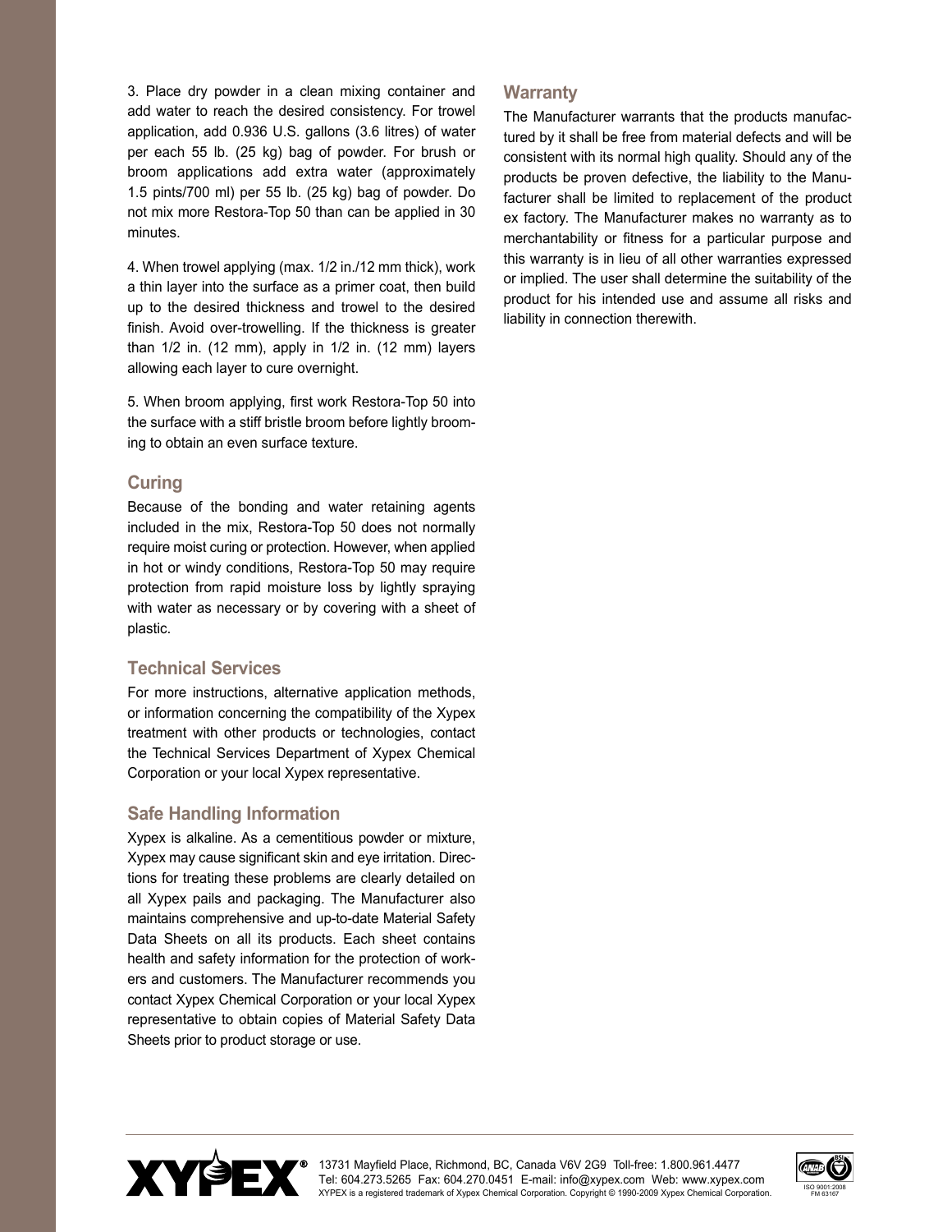3. Place dry powder in a clean mixing container and add water to reach the desired consistency. For trowel application, add 0.936 U.S. gallons (3.6 litres) of water per each 55 lb. (25 kg) bag of powder. For brush or broom applications add extra water (approximately 1.5 pints/700 ml) per 55 lb. (25 kg) bag of powder. Do not mix more Restora-Top 50 than can be applied in 30 minutes.

4. When trowel applying (max. 1/2 in./12 mm thick), work a thin layer into the surface as a primer coat, then build up to the desired thickness and trowel to the desired finish. Avoid over-trowelling. If the thickness is greater than 1/2 in. (12 mm), apply in 1/2 in. (12 mm) layers allowing each layer to cure overnight.

5. When broom applying, first work Restora-Top 50 into the surface with a stiff bristle broom before lightly brooming to obtain an even surface texture.

## Curing

Because of the bonding and water retaining agents included in the mix, Restora-Top 50 does not normally require moist curing or protection. However, when applied in hot or windy conditions, Restora-Top 50 may require protection from rapid moisture loss by lightly spraying with water as necessary or by covering with a sheet of plastic.

## Technical Services

For more instructions, alternative application methods, or information concerning the compatibility of the Xypex treatment with other products or technologies, contact the Technical Services Department of Xypex Chemical Corporation or your local Xypex representative.

## Safe Handling Information

Xypex is alkaline. As a cementitious powder or mixture, Xypex may cause significant skin and eye irritation. Directions for treating these problems are clearly detailed on all Xypex pails and packaging. The Manufacturer also maintains comprehensive and up-to-date Material Safety Data Sheets on all its products. Each sheet contains health and safety information for the protection of workers and customers. The Manufacturer recommends you contact Xypex Chemical Corporation or your local Xypex representative to obtain copies of Material Safety Data Sheets prior to product storage or use.

## Warranty

The Manufacturer warrants that the products manufactured by it shall be free from material defects and will be consistent with its normal high quality. Should any of the products be proven defective, the liability to the Manufacturer shall be limited to replacement of the product ex factory. The Manufacturer makes no warranty as to merchantability or fitness for a particular purpose and this warranty is in lieu of all other warranties expressed or implied. The user shall determine the suitability of the product for his intended use and assume all risks and liability in connection therewith.

XYPEX®

13731 Mayfield Place, Richmond, BC, Canada V6V 2G9 Toll-free: 1.800.961.4477
Tel: 604.273.5265 Fax: 604.270.0451 E-mail: info@xypex.com Web: www.xypex.com
XYPEX is a registered trademark of Xypex Chemical Corporation. Copyright © 1990-2009 Xypex Chemical Corporation.

ISO 9001:2008
FM 63167